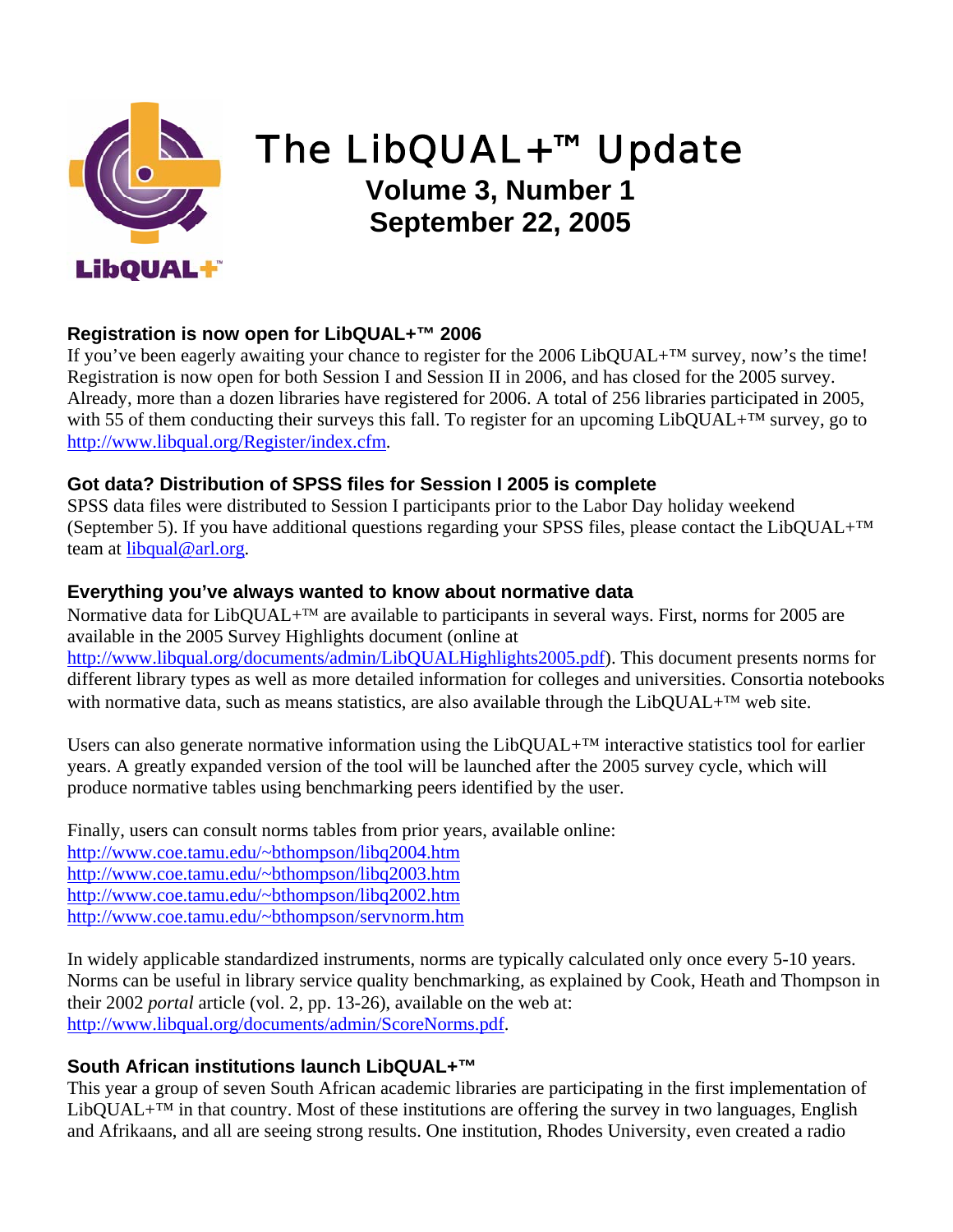# The LibQUAL+™ Update

**Volume 3, Number 1**
**September 22, 2005**

### Registration is now open for LibQUAL+™ 2006

If you've been eagerly awaiting your chance to register for the 2006 LibQUAL+™ survey, now's the time! Registration is now open for both Session I and Session II in 2006, and has closed for the 2005 survey. Already, more than a dozen libraries have registered for 2006. A total of 256 libraries participated in 2005, with 55 of them conducting their surveys this fall. To register for an upcoming LibQUAL+™ survey, go to http://www.libqual.org/Register/index.cfm.

### Got data? Distribution of SPSS files for Session I 2005 is complete

SPSS data files were distributed to Session I participants prior to the Labor Day holiday weekend (September 5). If you have additional questions regarding your SPSS files, please contact the LibQUAL+™ team at libqual@arl.org.

### Everything you've always wanted to know about normative data

Normative data for LibQUAL+™ are available to participants in several ways. First, norms for 2005 are available in the 2005 Survey Highlights document (online at http://www.libqual.org/documents/admin/LibQUALHighlights2005.pdf). This document presents norms for different library types as well as more detailed information for colleges and universities. Consortia notebooks with normative data, such as means statistics, are also available through the LibQUAL+™ web site.

Users can also generate normative information using the LibQUAL+™ interactive statistics tool for earlier years. A greatly expanded version of the tool will be launched after the 2005 survey cycle, which will produce normative tables using benchmarking peers identified by the user.

Finally, users can consult norms tables from prior years, available online:
http://www.coe.tamu.edu/~bthompson/libq2004.htm
http://www.coe.tamu.edu/~bthompson/libq2003.htm
http://www.coe.tamu.edu/~bthompson/libq2002.htm
http://www.coe.tamu.edu/~bthompson/servnorm.htm

In widely applicable standardized instruments, norms are typically calculated only once every 5-10 years. Norms can be useful in library service quality benchmarking, as explained by Cook, Heath and Thompson in their 2002 *portal* article (vol. 2, pp. 13-26), available on the web at: http://www.libqual.org/documents/admin/ScoreNorms.pdf.

### South African institutions launch LibQUAL+™

This year a group of seven South African academic libraries are participating in the first implementation of LibQUAL+™ in that country. Most of these institutions are offering the survey in two languages, English and Afrikaans, and all are seeing strong results. One institution, Rhodes University, even created a radio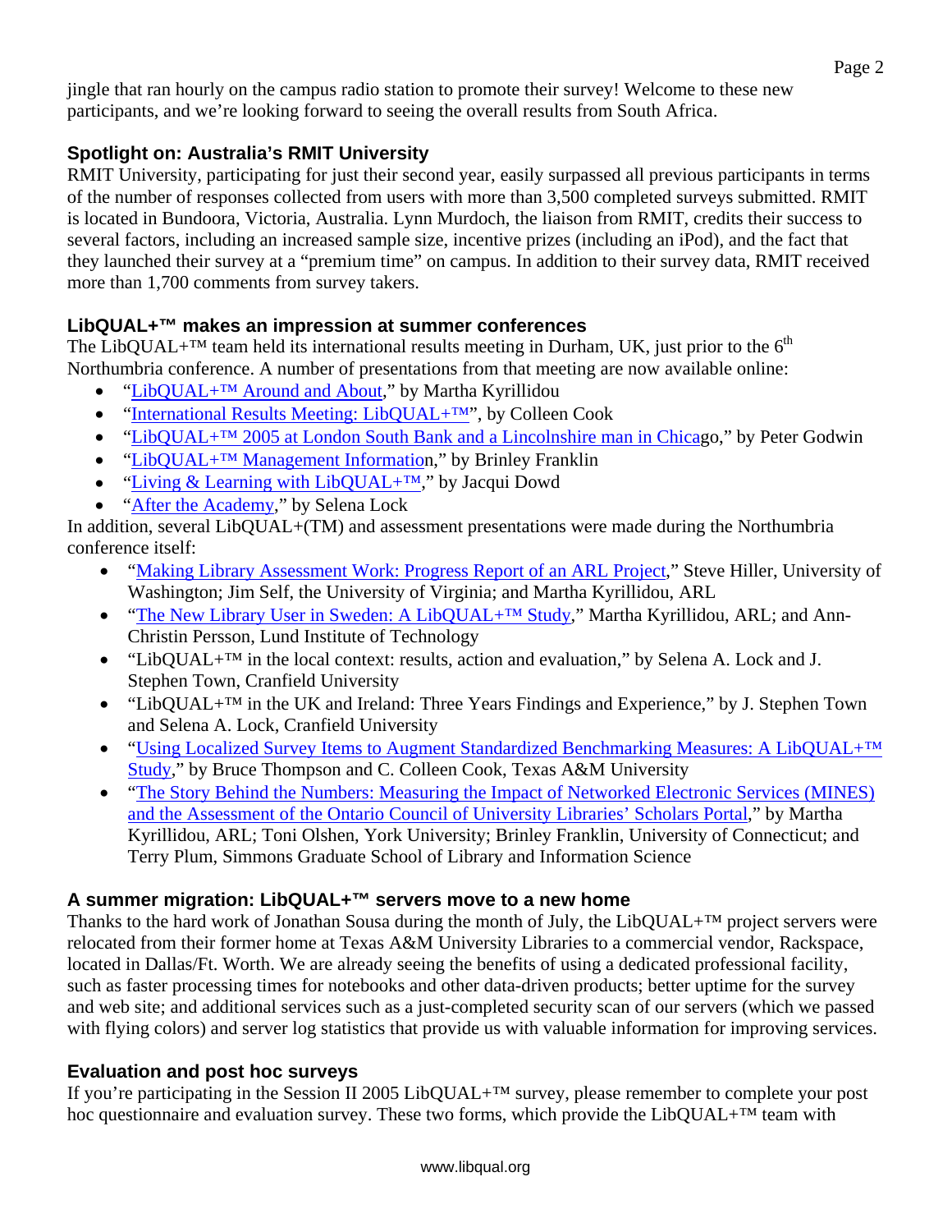jingle that ran hourly on the campus radio station to promote their survey! Welcome to these new participants, and we're looking forward to seeing the overall results from South Africa.

### Spotlight on: Australia's RMIT University

RMIT University, participating for just their second year, easily surpassed all previous participants in terms of the number of responses collected from users with more than 3,500 completed surveys submitted. RMIT is located in Bundoora, Victoria, Australia. Lynn Murdoch, the liaison from RMIT, credits their success to several factors, including an increased sample size, incentive prizes (including an iPod), and the fact that they launched their survey at a "premium time" on campus. In addition to their survey data, RMIT received more than 1,700 comments from survey takers.

### LibQUAL+™ makes an impression at summer conferences

The LibQUAL+™ team held its international results meeting in Durham, UK, just prior to the 6th Northumbria conference. A number of presentations from that meeting are now available online:

- "LibQUAL+™ Around and About," by Martha Kyrillidou
- "International Results Meeting: LibQUAL+™", by Colleen Cook
- "LibQUAL+™ 2005 at London South Bank and a Lincolnshire man in Chicago," by Peter Godwin
- "LibQUAL+™ Management Information," by Brinley Franklin
- "Living & Learning with LibQUAL+™," by Jacqui Dowd
- "After the Academy," by Selena Lock

In addition, several LibQUAL+(TM) and assessment presentations were made during the Northumbria conference itself:

- "Making Library Assessment Work: Progress Report of an ARL Project," Steve Hiller, University of Washington; Jim Self, the University of Virginia; and Martha Kyrillidou, ARL
- "The New Library User in Sweden: A LibQUAL+™ Study," Martha Kyrillidou, ARL; and Ann-Christin Persson, Lund Institute of Technology
- "LibQUAL+™ in the local context: results, action and evaluation," by Selena A. Lock and J. Stephen Town, Cranfield University
- "LibQUAL+™ in the UK and Ireland: Three Years Findings and Experience," by J. Stephen Town and Selena A. Lock, Cranfield University
- "Using Localized Survey Items to Augment Standardized Benchmarking Measures: A LibQUAL+™ Study," by Bruce Thompson and C. Colleen Cook, Texas A&M University
- "The Story Behind the Numbers: Measuring the Impact of Networked Electronic Services (MINES) and the Assessment of the Ontario Council of University Libraries' Scholars Portal," by Martha Kyrillidou, ARL; Toni Olshen, York University; Brinley Franklin, University of Connecticut; and Terry Plum, Simmons Graduate School of Library and Information Science

### A summer migration: LibQUAL+™ servers move to a new home

Thanks to the hard work of Jonathan Sousa during the month of July, the LibQUAL+™ project servers were relocated from their former home at Texas A&M University Libraries to a commercial vendor, Rackspace, located in Dallas/Ft. Worth. We are already seeing the benefits of using a dedicated professional facility, such as faster processing times for notebooks and other data-driven products; better uptime for the survey and web site; and additional services such as a just-completed security scan of our servers (which we passed with flying colors) and server log statistics that provide us with valuable information for improving services.

### Evaluation and post hoc surveys

If you're participating in the Session II 2005 LibQUAL+™ survey, please remember to complete your post hoc questionnaire and evaluation survey. These two forms, which provide the LibQUAL+™ team with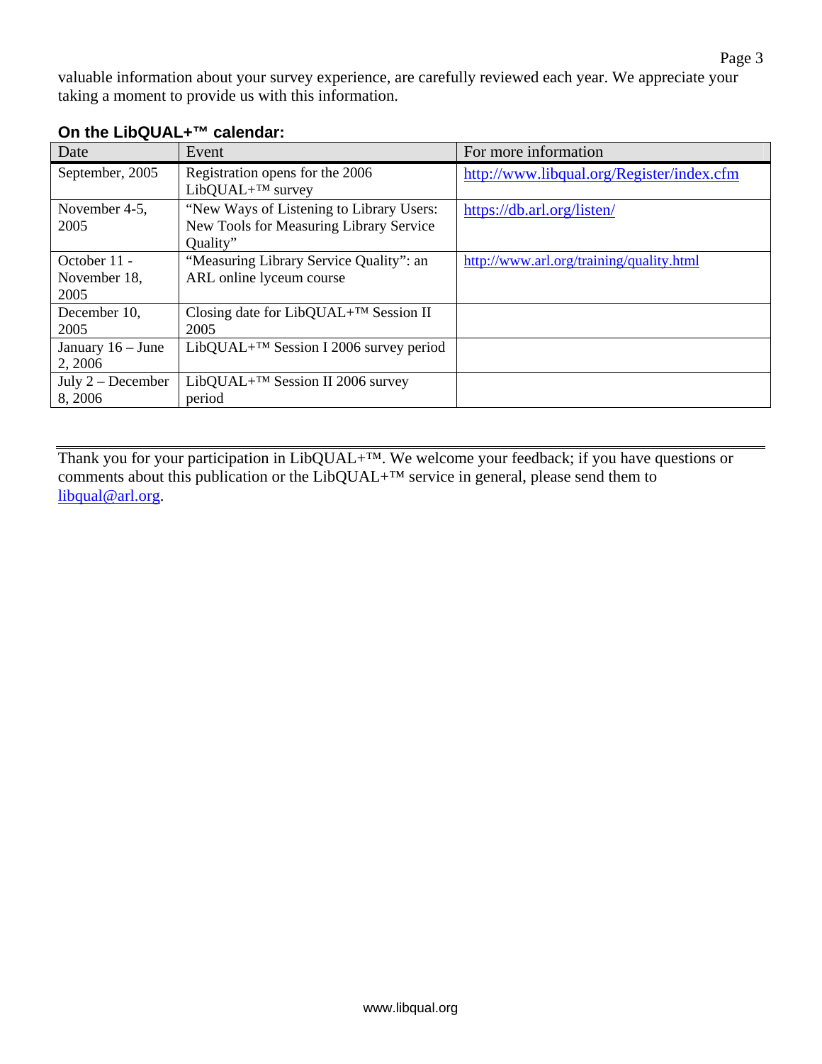valuable information about your survey experience, are carefully reviewed each year. We appreciate your taking a moment to provide us with this information.

**On the LibQUAL+™ calendar:**

| Date | Event | For more information |
|---|---|---|
| September, 2005 | Registration opens for the 2006 LibQUAL+™ survey | http://www.libqual.org/Register/index.cfm |
| November 4-5, 2005 | "New Ways of Listening to Library Users: New Tools for Measuring Library Service Quality" | https://db.arl.org/listen/ |
| October 11 - November 18, 2005 | "Measuring Library Service Quality": an ARL online lyceum course | http://www.arl.org/training/quality.html |
| December 10, 2005 | Closing date for LibQUAL+™ Session II 2005 | |
| January 16 – June 2, 2006 | LibQUAL+™ Session I 2006 survey period | |
| July 2 – December 8, 2006 | LibQUAL+™ Session II 2006 survey period | |

---

Thank you for your participation in LibQUAL+™. We welcome your feedback; if you have questions or comments about this publication or the LibQUAL+™ service in general, please send them to libqual@arl.org.